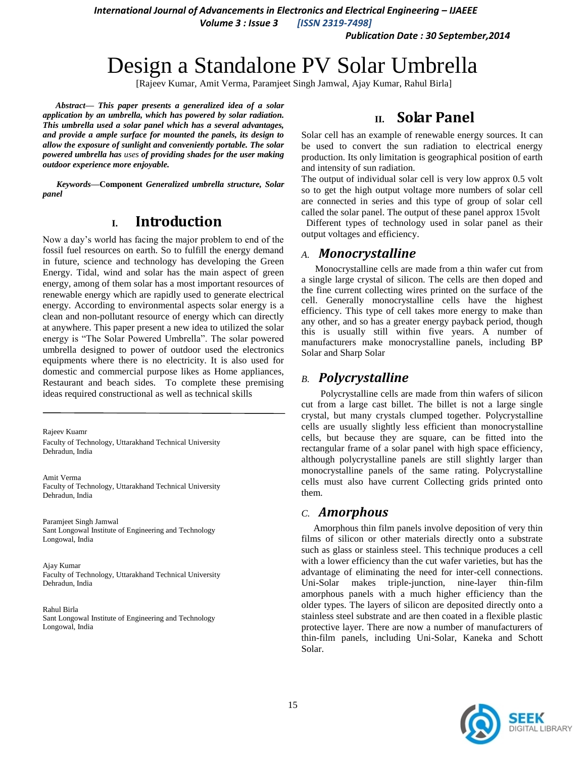# Design a Standalone PV Solar Umbrella

[Rajeev Kumar, Amit Verma, Paramjeet Singh Jamwal, Ajay Kumar, Rahul Birla]

***Abstract*— *This paper presents a generalized idea of a solar application by an umbrella, which has powered by solar radiation. This umbrella used a solar panel which has a several advantages, and provide a ample surface for mounted the panels, its design to allow the exposure of sunlight and conveniently portable. The solar powered umbrella has* uses *of providing shades for the user making outdoor experience more enjoyable.***

***Keywords*—Component *Generalized umbrella structure, Solar panel***

## I. Introduction

Now a day's world has facing the major problem to end of the fossil fuel resources on earth. So to fulfill the energy demand in future, science and technology has developing the Green Energy. Tidal, wind and solar has the main aspect of green energy, among of them solar has a most important resources of renewable energy which are rapidly used to generate electrical energy. According to environmental aspects solar energy is a clean and non-pollutant resource of energy which can directly at anywhere. This paper present a new idea to utilized the solar energy is "The Solar Powered Umbrella". The solar powered umbrella designed to power of outdoor used the electronics equipments where there is no electricity. It is also used for domestic and commercial purpose likes as Home appliances, Restaurant and beach sides. To complete these premising ideas required constructional as well as technical skills

---

Rajeev Kuamr
Faculty of Technology, Uttarakhand Technical University
Dehradun, India

Amit Verma
Faculty of Technology, Uttarakhand Technical University
Dehradun, India

Paramjeet Singh Jamwal
Sant Longowal Institute of Engineering and Technology
Longowal, India

Ajay Kumar
Faculty of Technology, Uttarakhand Technical University
Dehradun, India

Rahul Birla
Sant Longowal Institute of Engineering and Technology
Longowal, India

## II. Solar Panel

Solar cell has an example of renewable energy sources. It can be used to convert the sun radiation to electrical energy production. Its only limitation is geographical position of earth and intensity of sun radiation.

The output of individual solar cell is very low approx 0.5 volt so to get the high output voltage more numbers of solar cell are connected in series and this type of group of solar cell called the solar panel. The output of these panel approx 15volt

Different types of technology used in solar panel as their output voltages and efficiency.

### A. *Monocrystalline*

Monocrystalline cells are made from a thin wafer cut from a single large crystal of silicon. The cells are then doped and the fine current collecting wires printed on the surface of the cell. Generally monocrystalline cells have the highest efficiency. This type of cell takes more energy to make than any other, and so has a greater energy payback period, though this is usually still within five years. A number of manufacturers make monocrystalline panels, including BP Solar and Sharp Solar

### B. *Polycrystalline*

Polycrystalline cells are made from thin wafers of silicon cut from a large cast billet. The billet is not a large single crystal, but many crystals clumped together. Polycrystalline cells are usually slightly less efficient than monocrystalline cells, but because they are square, can be fitted into the rectangular frame of a solar panel with high space efficiency, although polycrystalline panels are still slightly larger than monocrystalline panels of the same rating. Polycrystalline cells must also have current Collecting grids printed onto them.

### C. *Amorphous*

Amorphous thin film panels involve deposition of very thin films of silicon or other materials directly onto a substrate such as glass or stainless steel. This technique produces a cell with a lower efficiency than the cut wafer varieties, but has the advantage of eliminating the need for inter-cell connections. Uni-Solar makes triple-junction, nine-layer thin-film amorphous panels with a much higher efficiency than the older types. The layers of silicon are deposited directly onto a stainless steel substrate and are then coated in a flexible plastic protective layer. There are now a number of manufacturers of thin-film panels, including Uni-Solar, Kaneka and Schott Solar.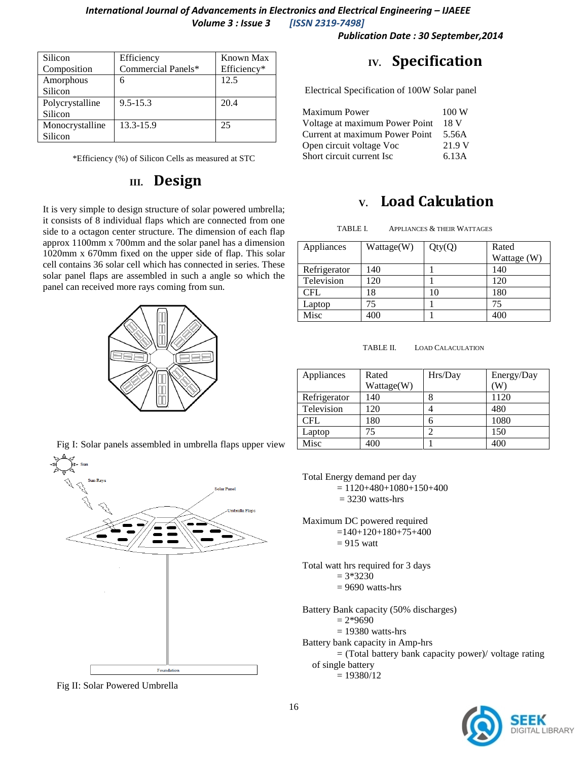| Silicon Composition | Efficiency Commercial Panels* | Known Max Efficiency* |
|---|---|---|
| Amorphous Silicon | 6 | 12.5 |
| Polycrystalline Silicon | 9.5-15.3 | 20.4 |
| Monocrystalline Silicon | 13.3-15.9 | 25 |

*Efficiency (%) of Silicon Cells as measured at STC

## III. Design

It is very simple to design structure of solar powered umbrella; it consists of 8 individual flaps which are connected from one side to a octagon center structure. The dimension of each flap approx 1100mm x 700mm and the solar panel has a dimension 1020mm x 670mm fixed on the upper side of flap. This solar cell contains 36 solar cell which has connected in series. These solar panel flaps are assembled in such a angle so which the panel can received more rays coming from sun.

Fig I: Solar panels assembled in umbrella flaps upper view

Fig II: Solar Powered Umbrella

## IV. Specification

Electrical Specification of 100W Solar panel

| | |
|---|---|
| Maximum Power | 100 W |
| Voltage at maximum Power Point | 18 V |
| Current at maximum Power Point | 5.56A |
| Open circuit voltage Voc | 21.9 V |
| Short circuit current Isc | 6.13A |

## V. Load Calculation

TABLE I. APPLIANCES & THEIR WATTAGES

| Appliances | Wattage(W) | Qty(Q) | Rated Wattage (W) |
|---|---|---|---|
| Refrigerator | 140 | 1 | 140 |
| Television | 120 | 1 | 120 |
| CFL | 18 | 10 | 180 |
| Laptop | 75 | 1 | 75 |
| Misc | 400 | 1 | 400 |

TABLE II. LOAD CALACULATION

| Appliances | Rated Wattage(W) | Hrs/Day | Energy/Day (W) |
|---|---|---|---|
| Refrigerator | 140 | 8 | 1120 |
| Television | 120 | 4 | 480 |
| CFL | 180 | 6 | 1080 |
| Laptop | 75 | 2 | 150 |
| Misc | 400 | 1 | 400 |

Total Energy demand per day
= 1120+480+1080+150+400
= 3230 watts-hrs

Maximum DC powered required
=140+120+180+75+400
= 915 watt

Total watt hrs required for 3 days
= 3*3230
= 9690 watts-hrs

Battery Bank capacity (50% discharges)
= 2*9690
= 19380 watts-hrs

Battery bank capacity in Amp-hrs
= (Total battery bank capacity power)/ voltage rating of single battery
= 19380/12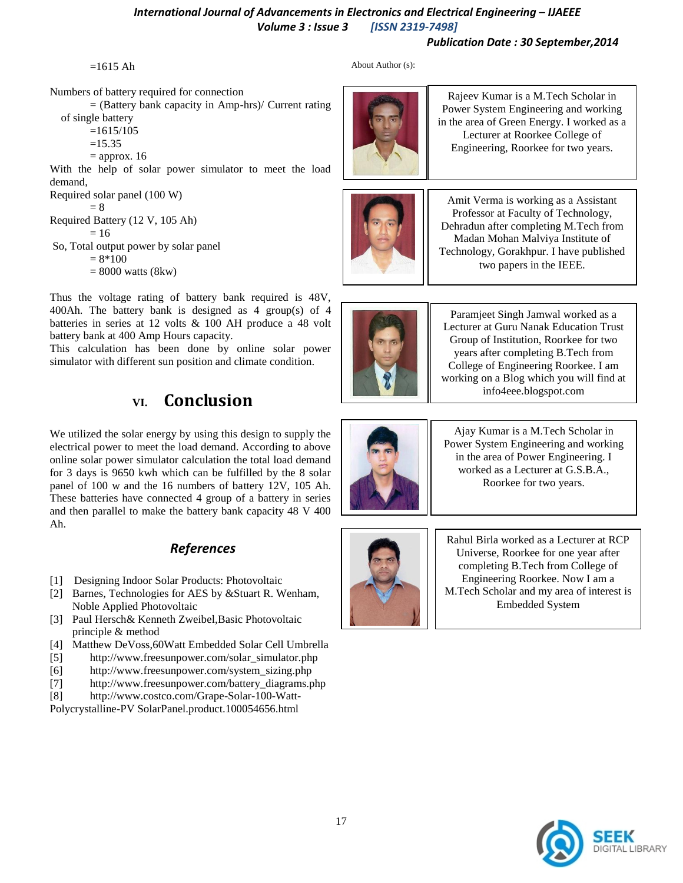=1615 Ah

Numbers of battery required for connection

= (Battery bank capacity in Amp-hrs)/ Current rating of single battery

=1615/105

=15.35

= approx. 16

With the help of solar power simulator to meet the load demand,

Required solar panel (100 W)

= 8

Required Battery (12 V, 105 Ah)

= 16

So, Total output power by solar panel

= 8*100

= 8000 watts (8kw)

Thus the voltage rating of battery bank required is 48V, 400Ah. The battery bank is designed as 4 group(s) of 4 batteries in series at 12 volts & 100 AH produce a 48 volt battery bank at 400 Amp Hours capacity.

This calculation has been done by online solar power simulator with different sun position and climate condition.

## VI. Conclusion

We utilized the solar energy by using this design to supply the electrical power to meet the load demand. According to above online solar power simulator calculation the total load demand for 3 days is 9650 kwh which can be fulfilled by the 8 solar panel of 100 w and the 16 numbers of battery 12V, 105 Ah. These batteries have connected 4 group of a battery in series and then parallel to make the battery bank capacity 48 V 400 Ah.

## References

[1] Designing Indoor Solar Products: Photovoltaic

[2] Barnes, Technologies for AES by &Stuart R. Wenham, Noble Applied Photovoltaic

[3] Paul Hersch& Kenneth Zweibel,Basic Photovoltaic principle & method

[4] Matthew DeVoss,60Watt Embedded Solar Cell Umbrella

[5] http://www.freesunpower.com/solar_simulator.php

[6] http://www.freesunpower.com/system_sizing.php

[7] http://www.freesunpower.com/battery_diagrams.php

[8] http://www.costco.com/Grape-Solar-100-Watt-Polycrystalline-PV SolarPanel.product.100054656.html

About Author (s):

Rajeev Kumar is a M.Tech Scholar in Power System Engineering and working in the area of Green Energy. I worked as a Lecturer at Roorkee College of Engineering, Roorkee for two years.

Amit Verma is working as a Assistant Professor at Faculty of Technology, Dehradun after completing M.Tech from Madan Mohan Malviya Institute of Technology, Gorakhpur. I have published two papers in the IEEE.

Paramjeet Singh Jamwal worked as a Lecturer at Guru Nanak Education Trust Group of Institution, Roorkee for two years after completing B.Tech from College of Engineering Roorkee. I am working on a Blog which you will find at info4eee.blogspot.com

Ajay Kumar is a M.Tech Scholar in Power System Engineering and working in the area of Power Engineering. I worked as a Lecturer at G.S.B.A., Roorkee for two years.

Rahul Birla worked as a Lecturer at RCP Universe, Roorkee for one year after completing B.Tech from College of Engineering Roorkee. Now I am a M.Tech Scholar and my area of interest is Embedded System